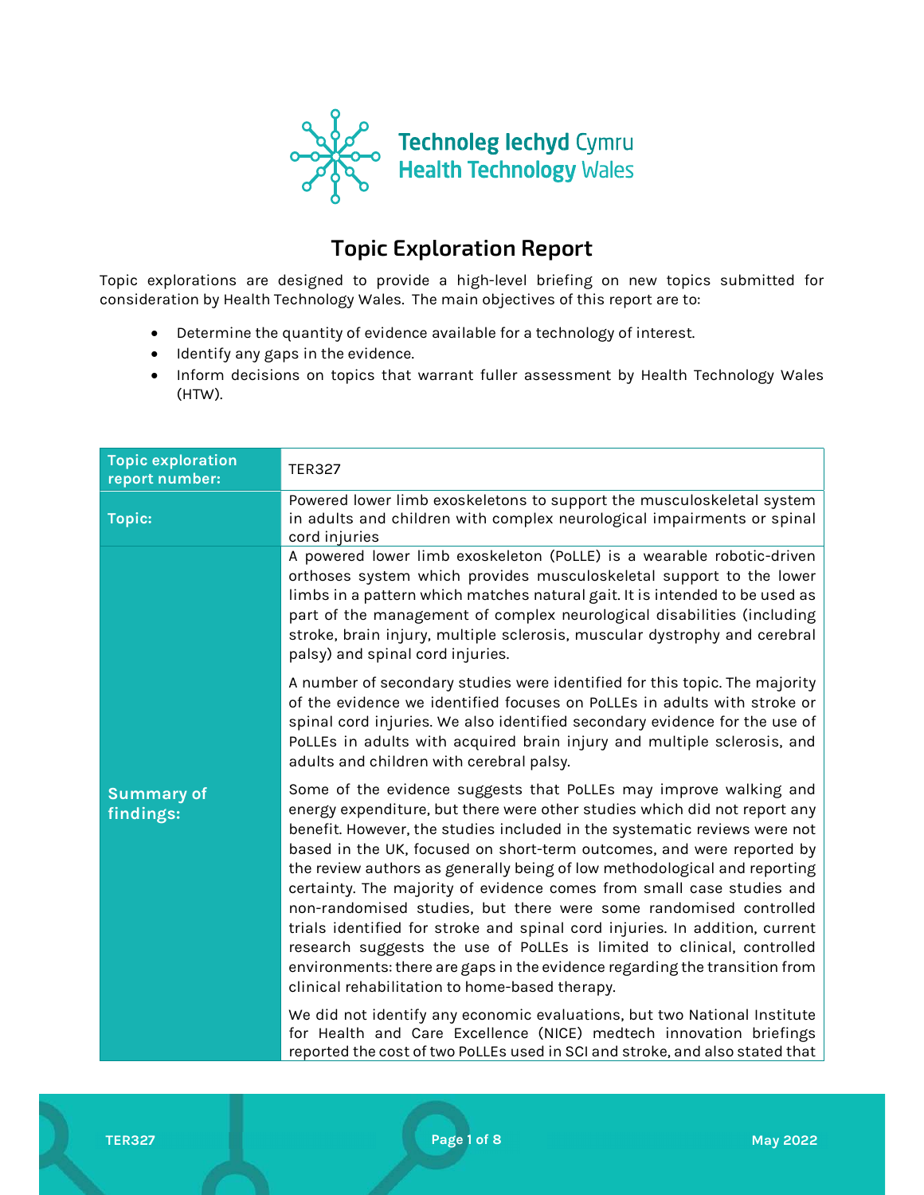Technoleg Iechyd Cymru
Health Technology Wales

# Topic Exploration Report

Topic explorations are designed to provide a high-level briefing on new topics submitted for consideration by Health Technology Wales. The main objectives of this report are to:

- Determine the quantity of evidence available for a technology of interest.
- Identify any gaps in the evidence.
- Inform decisions on topics that warrant fuller assessment by Health Technology Wales (HTW).

| | |
|---|---|
| **Topic exploration report number:** | TER327 |
| **Topic:** | Powered lower limb exoskeletons to support the musculoskeletal system in adults and children with complex neurological impairments or spinal cord injuries |
| **Summary of findings:** | A powered lower limb exoskeleton (PoLLE) is a wearable robotic-driven orthoses system which provides musculoskeletal support to the lower limbs in a pattern which matches natural gait. It is intended to be used as part of the management of complex neurological disabilities (including stroke, brain injury, multiple sclerosis, muscular dystrophy and cerebral palsy) and spinal cord injuries.<br><br>A number of secondary studies were identified for this topic. The majority of the evidence we identified focuses on PoLLEs in adults with stroke or spinal cord injuries. We also identified secondary evidence for the use of PoLLEs in adults with acquired brain injury and multiple sclerosis, and adults and children with cerebral palsy.<br><br>Some of the evidence suggests that PoLLEs may improve walking and energy expenditure, but there were other studies which did not report any benefit. However, the studies included in the systematic reviews were not based in the UK, focused on short-term outcomes, and were reported by the review authors as generally being of low methodological and reporting certainty. The majority of evidence comes from small case studies and non-randomised studies, but there were some randomised controlled trials identified for stroke and spinal cord injuries. In addition, current research suggests the use of PoLLEs is limited to clinical, controlled environments: there are gaps in the evidence regarding the transition from clinical rehabilitation to home-based therapy.<br><br>We did not identify any economic evaluations, but two National Institute for Health and Care Excellence (NICE) medtech innovation briefings reported the cost of two PoLLEs used in SCI and stroke, and also stated that |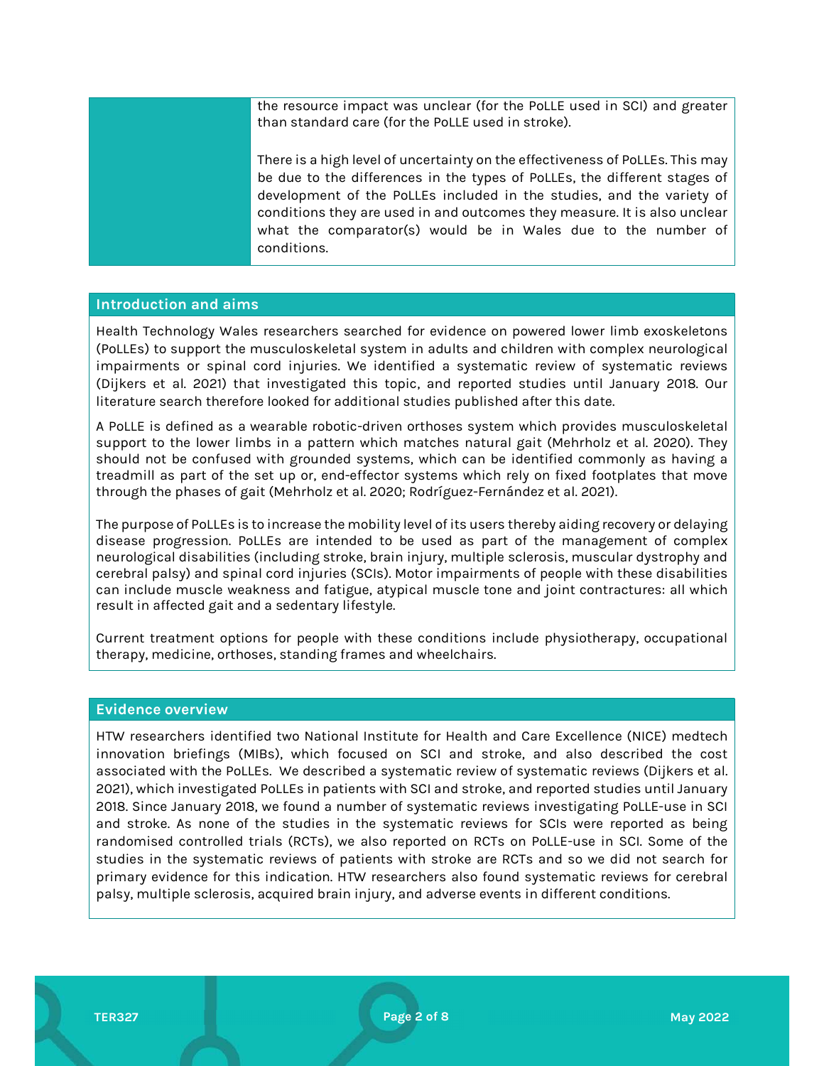the resource impact was unclear (for the PoLLE used in SCI) and greater than standard care (for the PoLLE used in stroke).

There is a high level of uncertainty on the effectiveness of PoLLEs. This may be due to the differences in the types of PoLLEs, the different stages of development of the PoLLEs included in the studies, and the variety of conditions they are used in and outcomes they measure. It is also unclear what the comparator(s) would be in Wales due to the number of conditions.

## Introduction and aims

Health Technology Wales researchers searched for evidence on powered lower limb exoskeletons (PoLLEs) to support the musculoskeletal system in adults and children with complex neurological impairments or spinal cord injuries. We identified a systematic review of systematic reviews (Dijkers et al. 2021) that investigated this topic, and reported studies until January 2018. Our literature search therefore looked for additional studies published after this date.

A PoLLE is defined as a wearable robotic-driven orthoses system which provides musculoskeletal support to the lower limbs in a pattern which matches natural gait (Mehrholz et al. 2020). They should not be confused with grounded systems, which can be identified commonly as having a treadmill as part of the set up or, end-effector systems which rely on fixed footplates that move through the phases of gait (Mehrholz et al. 2020; Rodríguez-Fernández et al. 2021).

The purpose of PoLLEs is to increase the mobility level of its users thereby aiding recovery or delaying disease progression. PoLLEs are intended to be used as part of the management of complex neurological disabilities (including stroke, brain injury, multiple sclerosis, muscular dystrophy and cerebral palsy) and spinal cord injuries (SCIs). Motor impairments of people with these disabilities can include muscle weakness and fatigue, atypical muscle tone and joint contractures: all which result in affected gait and a sedentary lifestyle.

Current treatment options for people with these conditions include physiotherapy, occupational therapy, medicine, orthoses, standing frames and wheelchairs.

## Evidence overview

HTW researchers identified two National Institute for Health and Care Excellence (NICE) medtech innovation briefings (MIBs), which focused on SCI and stroke, and also described the cost associated with the PoLLEs. We described a systematic review of systematic reviews (Dijkers et al. 2021), which investigated PoLLEs in patients with SCI and stroke, and reported studies until January 2018. Since January 2018, we found a number of systematic reviews investigating PoLLE-use in SCI and stroke. As none of the studies in the systematic reviews for SCIs were reported as being randomised controlled trials (RCTs), we also reported on RCTs on PoLLE-use in SCI. Some of the studies in the systematic reviews of patients with stroke are RCTs and so we did not search for primary evidence for this indication. HTW researchers also found systematic reviews for cerebral palsy, multiple sclerosis, acquired brain injury, and adverse events in different conditions.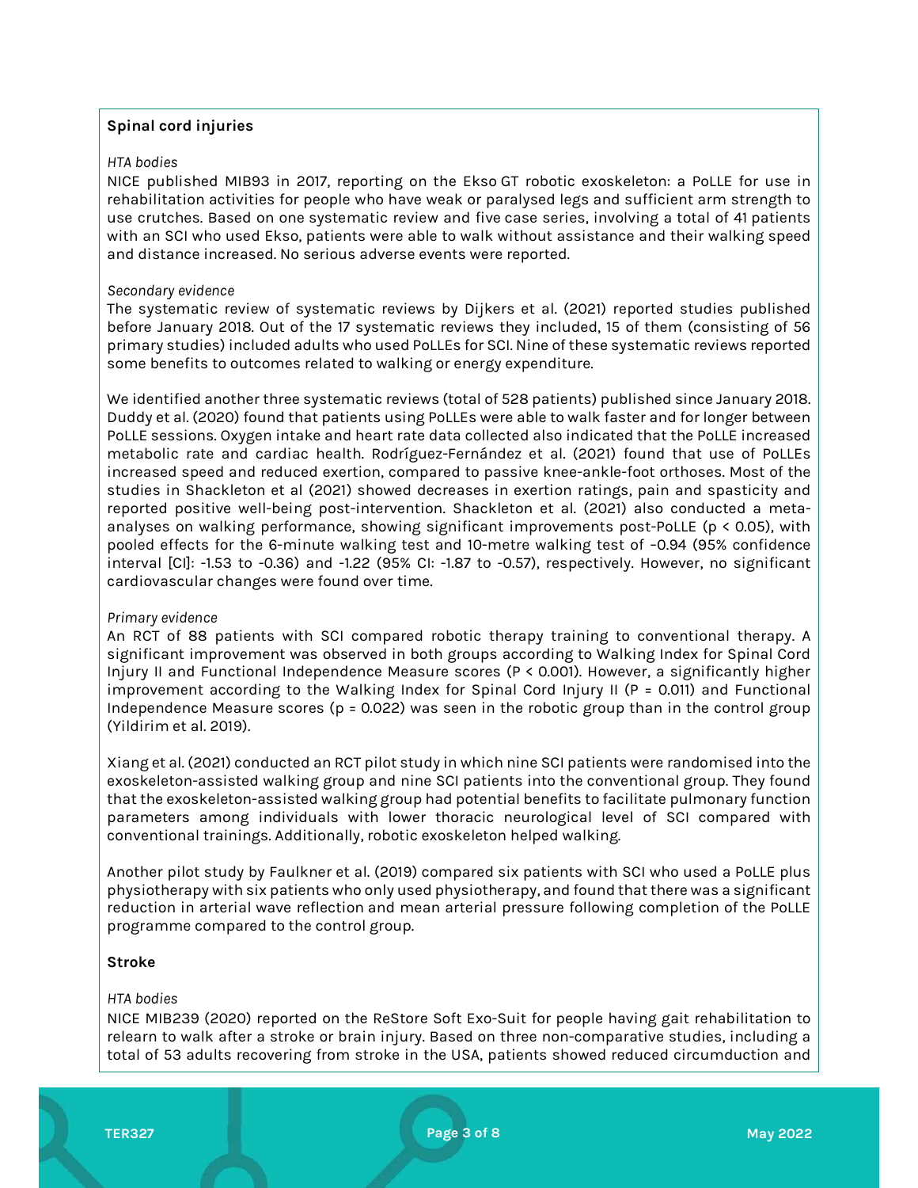**Spinal cord injuries**

*HTA bodies*

NICE published MIB93 in 2017, reporting on the Ekso GT robotic exoskeleton: a PoLLE for use in rehabilitation activities for people who have weak or paralysed legs and sufficient arm strength to use crutches. Based on one systematic review and five case series, involving a total of 41 patients with an SCI who used Ekso, patients were able to walk without assistance and their walking speed and distance increased. No serious adverse events were reported.

*Secondary evidence*

The systematic review of systematic reviews by Dijkers et al. (2021) reported studies published before January 2018. Out of the 17 systematic reviews they included, 15 of them (consisting of 56 primary studies) included adults who used PoLLEs for SCI. Nine of these systematic reviews reported some benefits to outcomes related to walking or energy expenditure.

We identified another three systematic reviews (total of 528 patients) published since January 2018. Duddy et al. (2020) found that patients using PoLLEs were able to walk faster and for longer between PoLLE sessions. Oxygen intake and heart rate data collected also indicated that the PoLLE increased metabolic rate and cardiac health. Rodríguez-Fernández et al. (2021) found that use of PoLLEs increased speed and reduced exertion, compared to passive knee-ankle-foot orthoses. Most of the studies in Shackleton et al (2021) showed decreases in exertion ratings, pain and spasticity and reported positive well-being post-intervention. Shackleton et al. (2021) also conducted a meta-analyses on walking performance, showing significant improvements post-PoLLE ($p < 0.05$), with pooled effects for the 6-minute walking test and 10-metre walking test of –0.94 (95% confidence interval [CI]: -1.53 to -0.36) and -1.22 (95% CI: -1.87 to -0.57), respectively. However, no significant cardiovascular changes were found over time.

*Primary evidence*

An RCT of 88 patients with SCI compared robotic therapy training to conventional therapy. A significant improvement was observed in both groups according to Walking Index for Spinal Cord Injury II and Functional Independence Measure scores ($P < 0.001$). However, a significantly higher improvement according to the Walking Index for Spinal Cord Injury II ($P = 0.011$) and Functional Independence Measure scores ($p = 0.022$) was seen in the robotic group than in the control group (Yildirim et al. 2019).

Xiang et al. (2021) conducted an RCT pilot study in which nine SCI patients were randomised into the exoskeleton-assisted walking group and nine SCI patients into the conventional group. They found that the exoskeleton-assisted walking group had potential benefits to facilitate pulmonary function parameters among individuals with lower thoracic neurological level of SCI compared with conventional trainings. Additionally, robotic exoskeleton helped walking.

Another pilot study by Faulkner et al. (2019) compared six patients with SCI who used a PoLLE plus physiotherapy with six patients who only used physiotherapy, and found that there was a significant reduction in arterial wave reflection and mean arterial pressure following completion of the PoLLE programme compared to the control group.

**Stroke**

*HTA bodies*

NICE MIB239 (2020) reported on the ReStore Soft Exo-Suit for people having gait rehabilitation to relearn to walk after a stroke or brain injury. Based on three non-comparative studies, including a total of 53 adults recovering from stroke in the USA, patients showed reduced circumduction and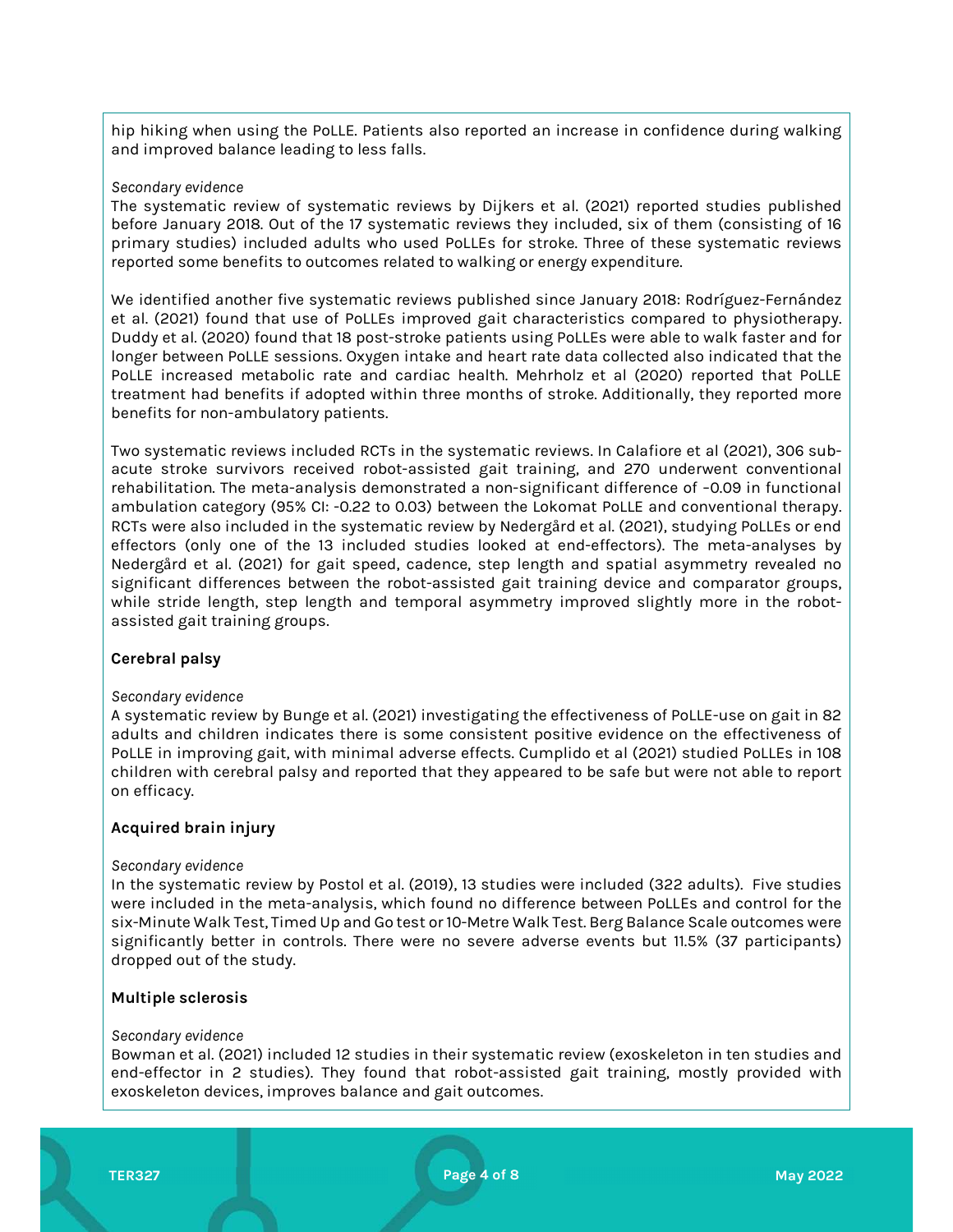hip hiking when using the PoLLE. Patients also reported an increase in confidence during walking and improved balance leading to less falls.

*Secondary evidence*

The systematic review of systematic reviews by Dijkers et al. (2021) reported studies published before January 2018. Out of the 17 systematic reviews they included, six of them (consisting of 16 primary studies) included adults who used PoLLEs for stroke. Three of these systematic reviews reported some benefits to outcomes related to walking or energy expenditure.

We identified another five systematic reviews published since January 2018: Rodríguez-Fernández et al. (2021) found that use of PoLLEs improved gait characteristics compared to physiotherapy. Duddy et al. (2020) found that 18 post-stroke patients using PoLLEs were able to walk faster and for longer between PoLLE sessions. Oxygen intake and heart rate data collected also indicated that the PoLLE increased metabolic rate and cardiac health. Mehrholz et al (2020) reported that PoLLE treatment had benefits if adopted within three months of stroke. Additionally, they reported more benefits for non-ambulatory patients.

Two systematic reviews included RCTs in the systematic reviews. In Calafiore et al (2021), 306 sub-acute stroke survivors received robot-assisted gait training, and 270 underwent conventional rehabilitation. The meta-analysis demonstrated a non-significant difference of −0.09 in functional ambulation category (95% CI: -0.22 to 0.03) between the Lokomat PoLLE and conventional therapy. RCTs were also included in the systematic review by Nedergård et al. (2021), studying PoLLEs or end effectors (only one of the 13 included studies looked at end-effectors). The meta-analyses by Nedergård et al. (2021) for gait speed, cadence, step length and spatial asymmetry revealed no significant differences between the robot-assisted gait training device and comparator groups, while stride length, step length and temporal asymmetry improved slightly more in the robot-assisted gait training groups.

**Cerebral palsy**

*Secondary evidence*

A systematic review by Bunge et al. (2021) investigating the effectiveness of PoLLE-use on gait in 82 adults and children indicates there is some consistent positive evidence on the effectiveness of PoLLE in improving gait, with minimal adverse effects. Cumplido et al (2021) studied PoLLEs in 108 children with cerebral palsy and reported that they appeared to be safe but were not able to report on efficacy.

**Acquired brain injury**

*Secondary evidence*

In the systematic review by Postol et al. (2019), 13 studies were included (322 adults). Five studies were included in the meta-analysis, which found no difference between PoLLEs and control for the six-Minute Walk Test, Timed Up and Go test or 10-Metre Walk Test. Berg Balance Scale outcomes were significantly better in controls. There were no severe adverse events but 11.5% (37 participants) dropped out of the study.

**Multiple sclerosis**

*Secondary evidence*

Bowman et al. (2021) included 12 studies in their systematic review (exoskeleton in ten studies and end-effector in 2 studies). They found that robot-assisted gait training, mostly provided with exoskeleton devices, improves balance and gait outcomes.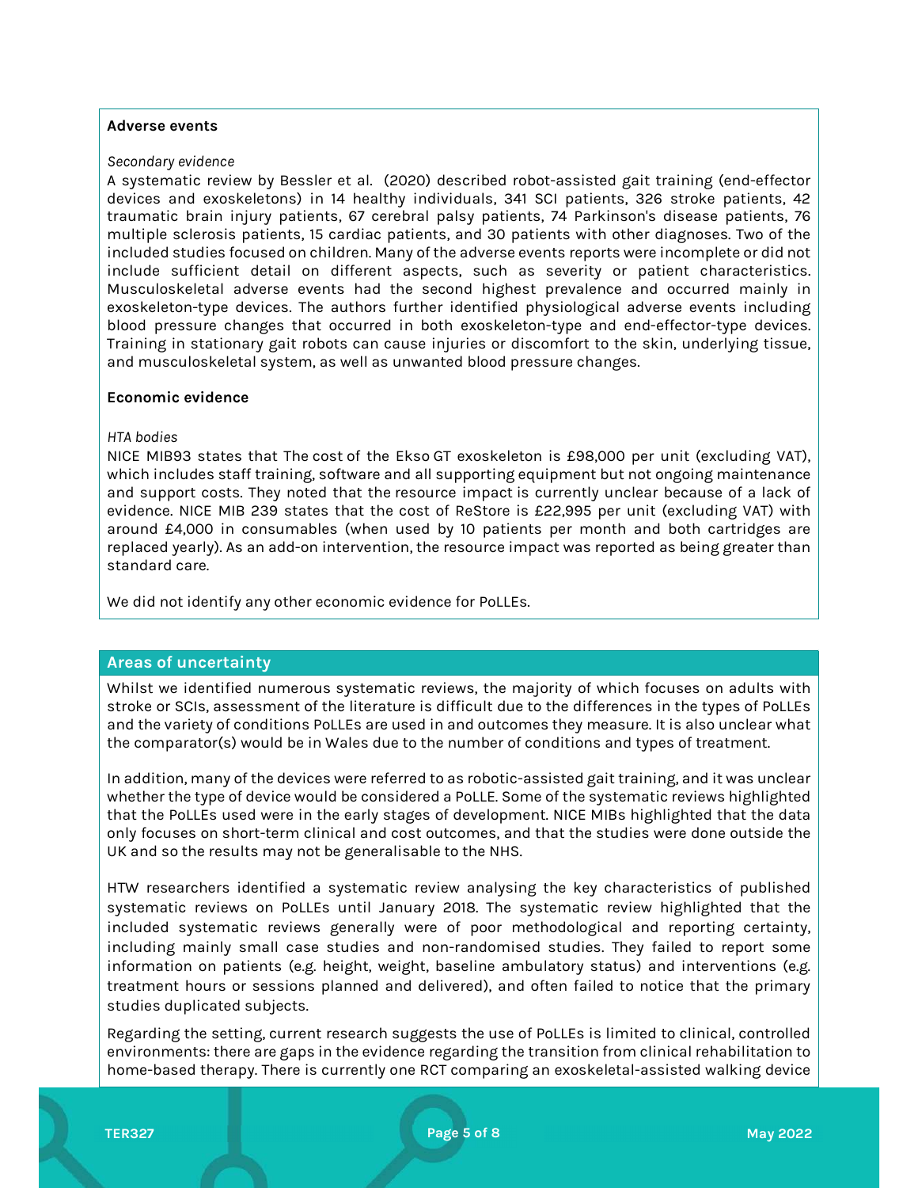**Adverse events**

*Secondary evidence*

A systematic review by Bessler et al. (2020) described robot-assisted gait training (end-effector devices and exoskeletons) in 14 healthy individuals, 341 SCI patients, 326 stroke patients, 42 traumatic brain injury patients, 67 cerebral palsy patients, 74 Parkinson's disease patients, 76 multiple sclerosis patients, 15 cardiac patients, and 30 patients with other diagnoses. Two of the included studies focused on children. Many of the adverse events reports were incomplete or did not include sufficient detail on different aspects, such as severity or patient characteristics. Musculoskeletal adverse events had the second highest prevalence and occurred mainly in exoskeleton-type devices. The authors further identified physiological adverse events including blood pressure changes that occurred in both exoskeleton-type and end-effector-type devices. Training in stationary gait robots can cause injuries or discomfort to the skin, underlying tissue, and musculoskeletal system, as well as unwanted blood pressure changes.

**Economic evidence**

*HTA bodies*

NICE MIB93 states that The cost of the Ekso GT exoskeleton is £98,000 per unit (excluding VAT), which includes staff training, software and all supporting equipment but not ongoing maintenance and support costs. They noted that the resource impact is currently unclear because of a lack of evidence. NICE MIB 239 states that the cost of ReStore is £22,995 per unit (excluding VAT) with around £4,000 in consumables (when used by 10 patients per month and both cartridges are replaced yearly). As an add-on intervention, the resource impact was reported as being greater than standard care.

We did not identify any other economic evidence for PoLLEs.

## Areas of uncertainty

Whilst we identified numerous systematic reviews, the majority of which focuses on adults with stroke or SCIs, assessment of the literature is difficult due to the differences in the types of PoLLEs and the variety of conditions PoLLEs are used in and outcomes they measure. It is also unclear what the comparator(s) would be in Wales due to the number of conditions and types of treatment.

In addition, many of the devices were referred to as robotic-assisted gait training, and it was unclear whether the type of device would be considered a PoLLE. Some of the systematic reviews highlighted that the PoLLEs used were in the early stages of development. NICE MIBs highlighted that the data only focuses on short-term clinical and cost outcomes, and that the studies were done outside the UK and so the results may not be generalisable to the NHS.

HTW researchers identified a systematic review analysing the key characteristics of published systematic reviews on PoLLEs until January 2018. The systematic review highlighted that the included systematic reviews generally were of poor methodological and reporting certainty, including mainly small case studies and non-randomised studies. They failed to report some information on patients (e.g. height, weight, baseline ambulatory status) and interventions (e.g. treatment hours or sessions planned and delivered), and often failed to notice that the primary studies duplicated subjects.

Regarding the setting, current research suggests the use of PoLLEs is limited to clinical, controlled environments: there are gaps in the evidence regarding the transition from clinical rehabilitation to home-based therapy. There is currently one RCT comparing an exoskeletal-assisted walking device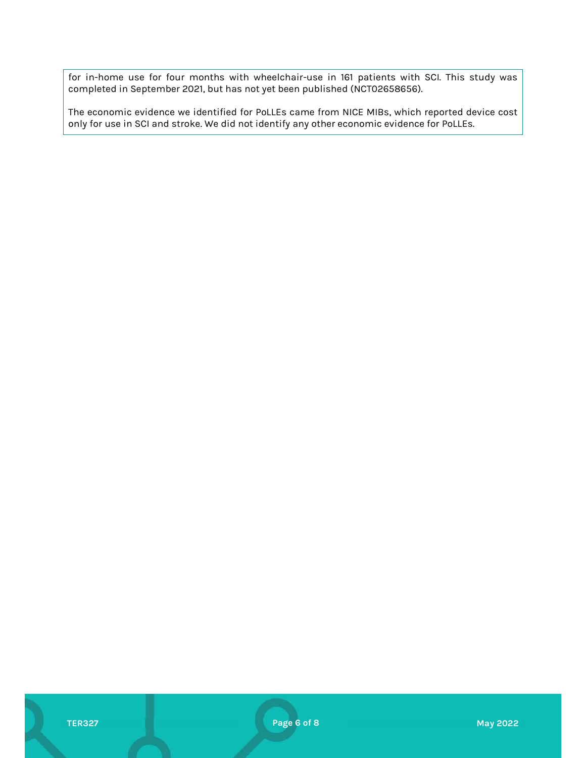for in-home use for four months with wheelchair-use in 161 patients with SCI. This study was completed in September 2021, but has not yet been published (NCT02658656).

The economic evidence we identified for PoLLEs came from NICE MIBs, which reported device cost only for use in SCI and stroke. We did not identify any other economic evidence for PoLLEs.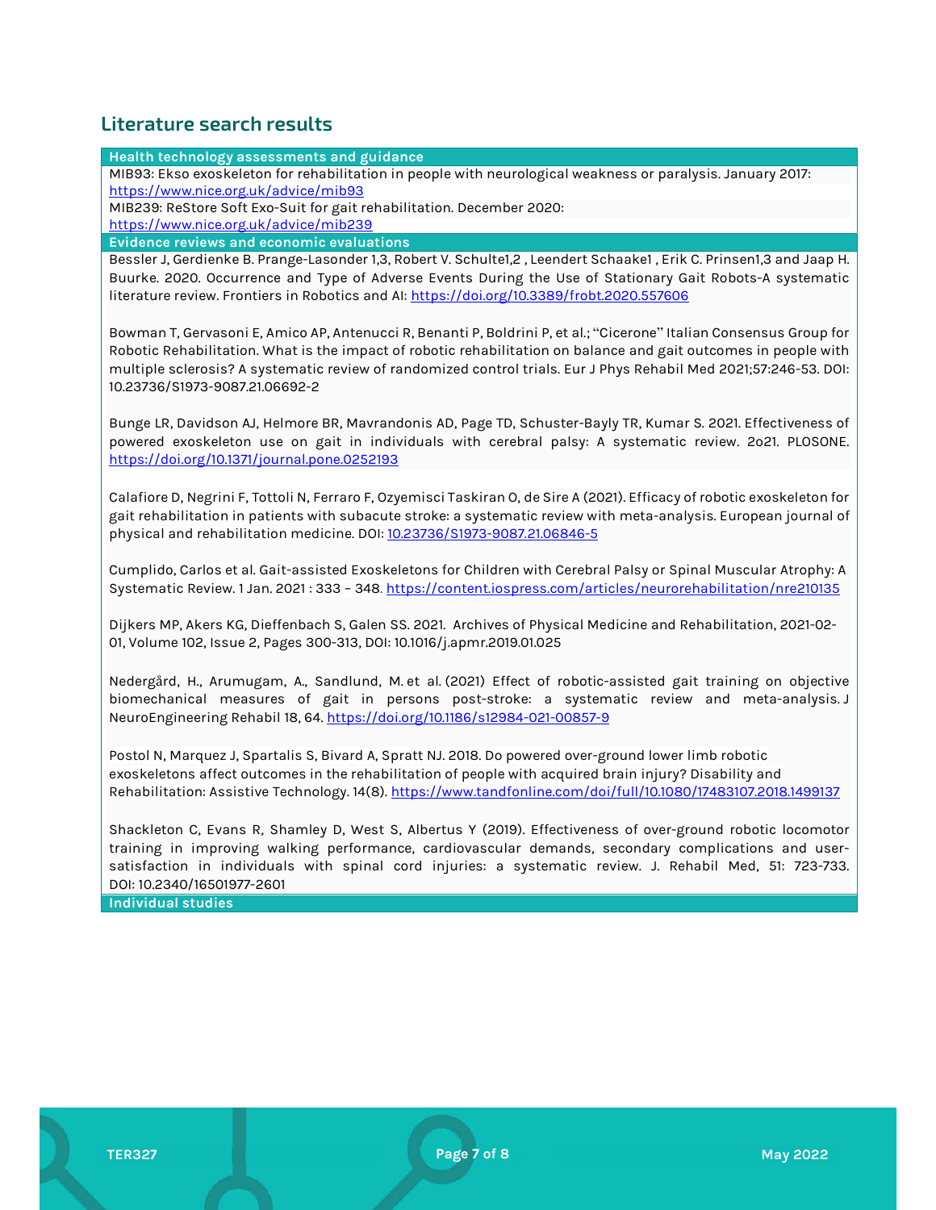## Literature search results

**Health technology assessments and guidance**

MIB93: Ekso exoskeleton for rehabilitation in people with neurological weakness or paralysis. January 2017: https://www.nice.org.uk/advice/mib93

MIB239: ReStore Soft Exo-Suit for gait rehabilitation. December 2020: https://www.nice.org.uk/advice/mib239

**Evidence reviews and economic evaluations**

Bessler J, Gerdienke B. Prange-Lasonder 1,3, Robert V. Schulte1,2 , Leendert Schaake1 , Erik C. Prinsen1,3 and Jaap H. Buurke. 2020. Occurrence and Type of Adverse Events During the Use of Stationary Gait Robots-A systematic literature review. Frontiers in Robotics and AI: https://doi.org/10.3389/frobt.2020.557606

Bowman T, Gervasoni E, Amico AP, Antenucci R, Benanti P, Boldrini P, et al.; "Cicerone" Italian Consensus Group for Robotic Rehabilitation. What is the impact of robotic rehabilitation on balance and gait outcomes in people with multiple sclerosis? A systematic review of randomized control trials. Eur J Phys Rehabil Med 2021;57:246-53. DOI: 10.23736/S1973-9087.21.06692-2

Bunge LR, Davidson AJ, Helmore BR, Mavrandonis AD, Page TD, Schuster-Bayly TR, Kumar S. 2021. Effectiveness of powered exoskeleton use on gait in individuals with cerebral palsy: A systematic review. 2o21. PLOSONE. https://doi.org/10.1371/journal.pone.0252193

Calafiore D, Negrini F, Tottoli N, Ferraro F, Ozyemisci Taskiran O, de Sire A (2021). Efficacy of robotic exoskeleton for gait rehabilitation in patients with subacute stroke: a systematic review with meta-analysis. European journal of physical and rehabilitation medicine. DOI: 10.23736/S1973-9087.21.06846-5

Cumplido, Carlos et al. Gait-assisted Exoskeletons for Children with Cerebral Palsy or Spinal Muscular Atrophy: A Systematic Review. 1 Jan. 2021 : 333 – 348. https://content.iospress.com/articles/neurorehabilitation/nre210135

Dijkers MP, Akers KG, Dieffenbach S, Galen SS. 2021. Archives of Physical Medicine and Rehabilitation, 2021-02-01, Volume 102, Issue 2, Pages 300-313, DOI: 10.1016/j.apmr.2019.01.025

Nedergård, H., Arumugam, A., Sandlund, M. et al. (2021) Effect of robotic-assisted gait training on objective biomechanical measures of gait in persons post-stroke: a systematic review and meta-analysis. J NeuroEngineering Rehabil 18, 64. https://doi.org/10.1186/s12984-021-00857-9

Postol N, Marquez J, Spartalis S, Bivard A, Spratt NJ. 2018. Do powered over-ground lower limb robotic exoskeletons affect outcomes in the rehabilitation of people with acquired brain injury? Disability and Rehabilitation: Assistive Technology. 14(8). https://www.tandfonline.com/doi/full/10.1080/17483107.2018.1499137

Shackleton C, Evans R, Shamley D, West S, Albertus Y (2019). Effectiveness of over-ground robotic locomotor training in improving walking performance, cardiovascular demands, secondary complications and user-satisfaction in individuals with spinal cord injuries: a systematic review. J. Rehabil Med, 51: 723-733. DOI: 10.2340/16501977-2601

**Individual studies**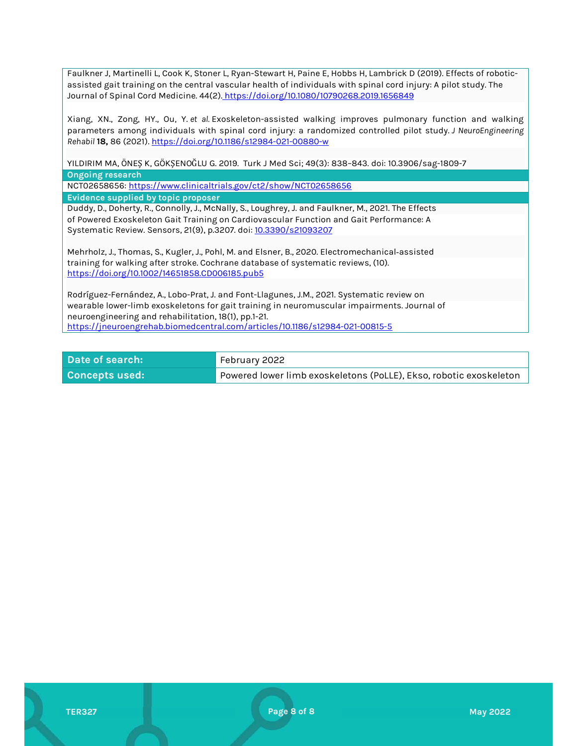Faulkner J, Martinelli L, Cook K, Stoner L, Ryan-Stewart H, Paine E, Hobbs H, Lambrick D (2019). Effects of robotic-assisted gait training on the central vascular health of individuals with spinal cord injury: A pilot study. The Journal of Spinal Cord Medicine. 44(2). https://doi.org/10.1080/10790268.2019.1656849

Xiang, XN., Zong, HY., Ou, Y. *et al.* Exoskeleton-assisted walking improves pulmonary function and walking parameters among individuals with spinal cord injury: a randomized controlled pilot study. *J NeuroEngineering Rehabil* **18,** 86 (2021). https://doi.org/10.1186/s12984-021-00880-w

YILDIRIM MA, ÖNEŞ K, GÖKŞENOĞLU G. 2019. Turk J Med Sci; 49(3): 838–843. doi: 10.3906/sag-1809-7

**Ongoing research**

NCT02658656: https://www.clinicaltrials.gov/ct2/show/NCT02658656

**Evidence supplied by topic proposer**

Duddy, D., Doherty, R., Connolly, J., McNally, S., Loughrey, J. and Faulkner, M., 2021. The Effects of Powered Exoskeleton Gait Training on Cardiovascular Function and Gait Performance: A Systematic Review. Sensors, 21(9), p.3207. doi: 10.3390/s21093207

Mehrholz, J., Thomas, S., Kugler, J., Pohl, M. and Elsner, B., 2020. Electromechanical-assisted training for walking after stroke. Cochrane database of systematic reviews, (10). https://doi.org/10.1002/14651858.CD006185.pub5

Rodríguez-Fernández, A., Lobo-Prat, J. and Font-Llagunes, J.M., 2021. Systematic review on wearable lower-limb exoskeletons for gait training in neuromuscular impairments. Journal of neuroengineering and rehabilitation, 18(1), pp.1-21. https://jneuroengrehab.biomedcentral.com/articles/10.1186/s12984-021-00815-5

| | |
|---|---|
| **Date of search:** | February 2022 |
| **Concepts used:** | Powered lower limb exoskeletons (PoLLE), Ekso, robotic exoskeleton |